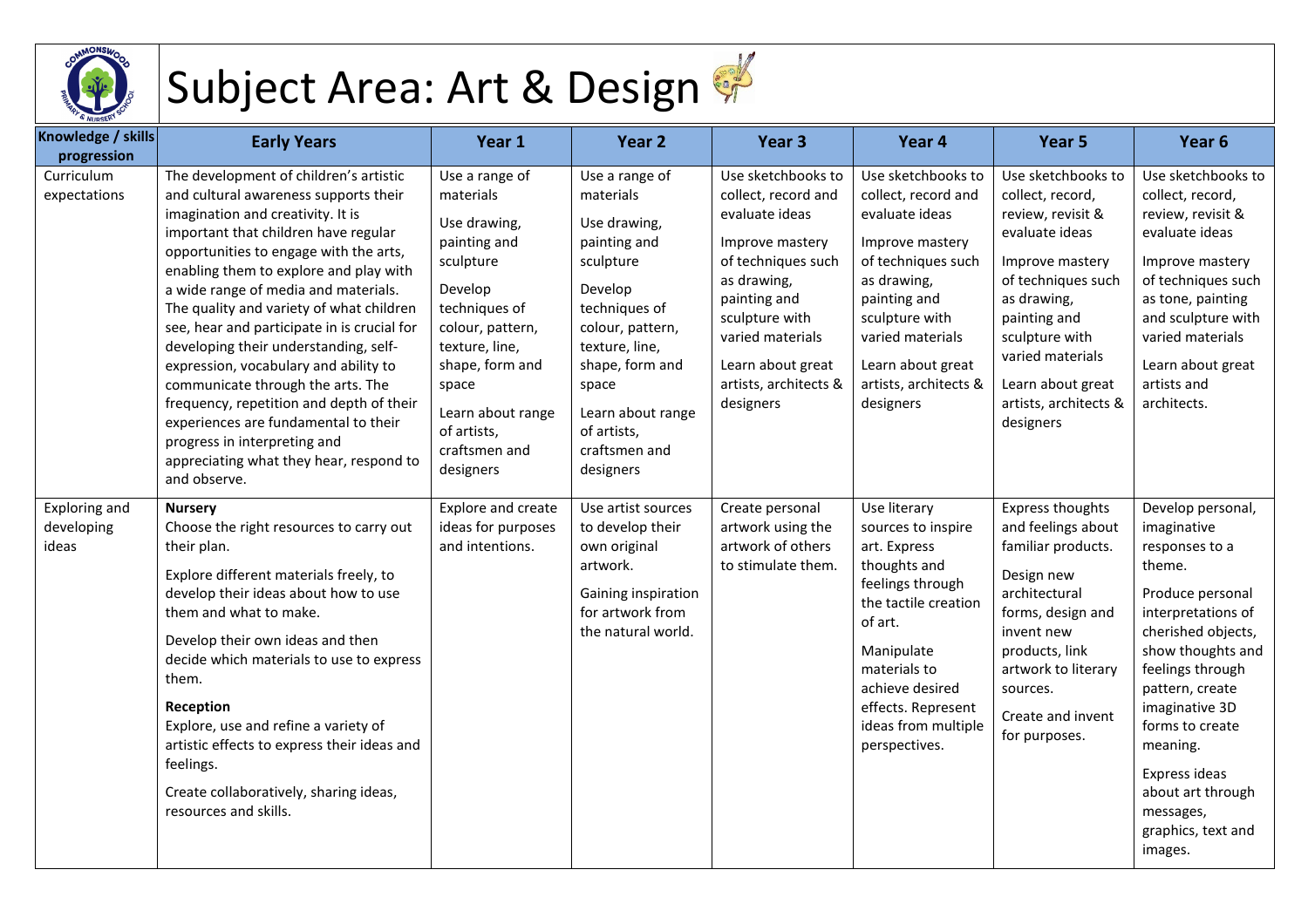# Subject Area: Art & Design

| Knowledge / skills progression | Early Years | Year 1 | Year 2 | Year 3 | Year 4 | Year 5 | Year 6 |
|---|---|---|---|---|---|---|---|
| Curriculum expectations | The development of children's artistic and cultural awareness supports their imagination and creativity. It is important that children have regular opportunities to engage with the arts, enabling them to explore and play with a wide range of media and materials. The quality and variety of what children see, hear and participate in is crucial for developing their understanding, self-expression, vocabulary and ability to communicate through the arts. The frequency, repetition and depth of their experiences are fundamental to their progress in interpreting and appreciating what they hear, respond to and observe. | Use a range of materials<br><br>Use drawing, painting and sculpture<br><br>Develop techniques of colour, pattern, texture, line, shape, form and space<br><br>Learn about range of artists, craftsmen and designers | Use a range of materials<br><br>Use drawing, painting and sculpture<br><br>Develop techniques of colour, pattern, texture, line, shape, form and space<br><br>Learn about range of artists, craftsmen and designers | Use sketchbooks to collect, record and evaluate ideas<br><br>Improve mastery of techniques such as drawing, painting and sculpture with varied materials<br><br>Learn about great artists, architects & designers | Use sketchbooks to collect, record and evaluate ideas<br><br>Improve mastery of techniques such as drawing, painting and sculpture with varied materials<br><br>Learn about great artists, architects & designers | Use sketchbooks to collect, record, review, revisit & evaluate ideas<br><br>Improve mastery of techniques such as drawing, painting and sculpture with varied materials<br><br>Learn about great artists, architects & designers | Use sketchbooks to collect, record, review, revisit & evaluate ideas<br><br>Improve mastery of techniques such as tone, painting and sculpture with varied materials<br><br>Learn about great artists and architects. |
| Exploring and developing ideas | **Nursery**<br>Choose the right resources to carry out their plan.<br><br>Explore different materials freely, to develop their ideas about how to use them and what to make.<br><br>Develop their own ideas and then decide which materials to use to express them.<br><br>**Reception**<br>Explore, use and refine a variety of artistic effects to express their ideas and feelings.<br><br>Create collaboratively, sharing ideas, resources and skills. | Explore and create ideas for purposes and intentions. | Use artist sources to develop their own original artwork.<br><br>Gaining inspiration for artwork from the natural world. | Create personal artwork using the artwork of others to stimulate them. | Use literary sources to inspire art. Express thoughts and feelings through the tactile creation of art.<br><br>Manipulate materials to achieve desired effects. Represent ideas from multiple perspectives. | Express thoughts and feelings about familiar products.<br><br>Design new architectural forms, design and invent new products, link artwork to literary sources.<br><br>Create and invent for purposes. | Develop personal, imaginative responses to a theme.<br><br>Produce personal interpretations of cherished objects, show thoughts and feelings through pattern, create imaginative 3D forms to create meaning.<br><br>Express ideas about art through messages, graphics, text and images. |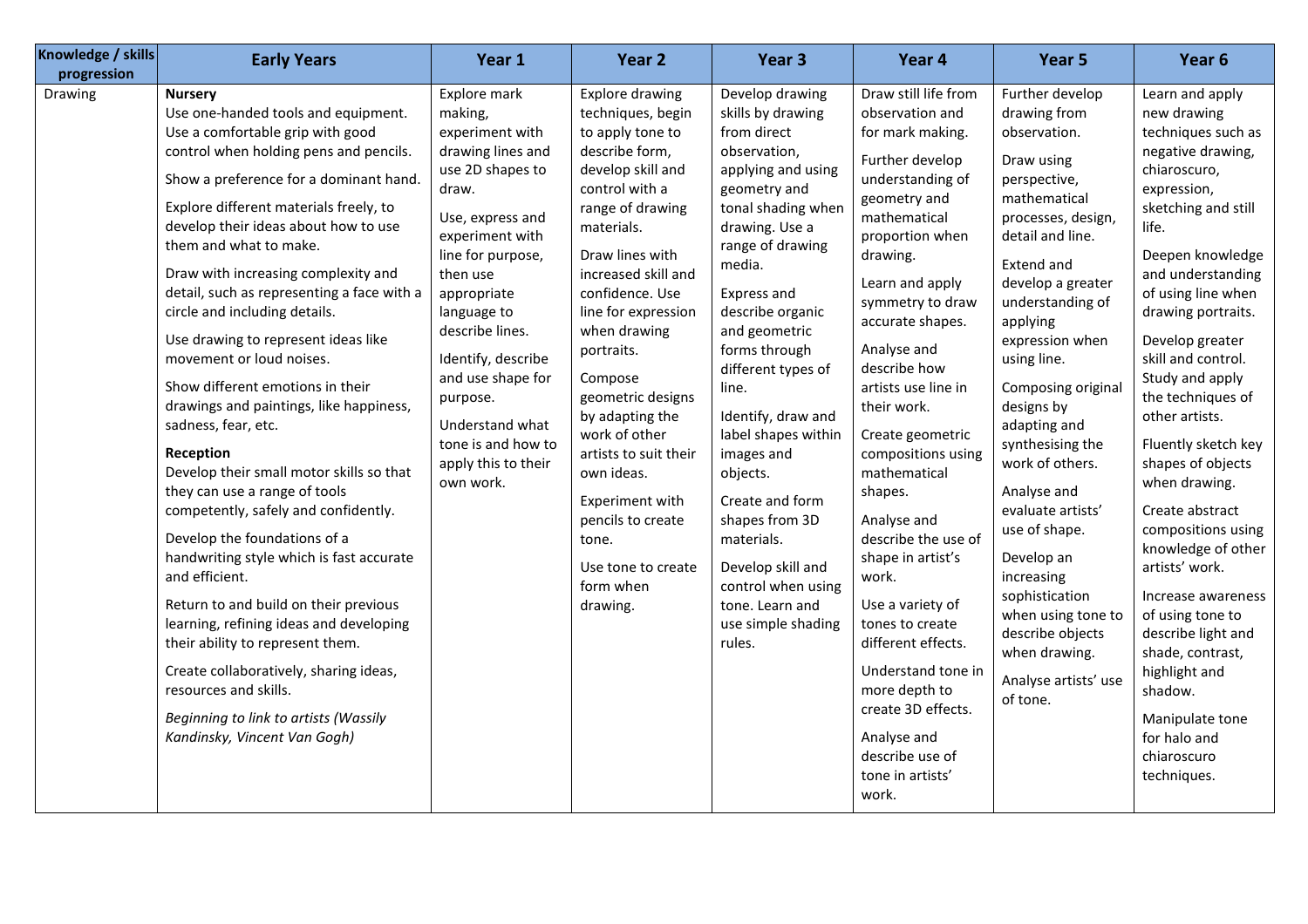| Knowledge / skills progression | Early Years | Year 1 | Year 2 | Year 3 | Year 4 | Year 5 | Year 6 |
|---|---|---|---|---|---|---|---|
| Drawing | **Nursery**<br>Use one-handed tools and equipment. Use a comfortable grip with good control when holding pens and pencils.<br>Show a preference for a dominant hand.<br>Explore different materials freely, to develop their ideas about how to use them and what to make.<br>Draw with increasing complexity and detail, such as representing a face with a circle and including details.<br>Use drawing to represent ideas like movement or loud noises.<br>Show different emotions in their drawings and paintings, like happiness, sadness, fear, etc.<br>**Reception**<br>Develop their small motor skills so that they can use a range of tools competently, safely and confidently.<br>Develop the foundations of a handwriting style which is fast accurate and efficient.<br>Return to and build on their previous learning, refining ideas and developing their ability to represent them.<br>Create collaboratively, sharing ideas, resources and skills.<br>*Beginning to link to artists (Wassily Kandinsky, Vincent Van Gogh)* | Explore mark making, experiment with drawing lines and use 2D shapes to draw.<br>Use, express and experiment with line for purpose, then use appropriate language to describe lines.<br>Identify, describe and use shape for purpose.<br>Understand what tone is and how to apply this to their own work. | Explore drawing techniques, begin to apply tone to describe form, develop skill and control with a range of drawing materials.<br>Draw lines with increased skill and confidence. Use line for expression when drawing portraits.<br>Compose geometric designs by adapting the work of other artists to suit their own ideas.<br>Experiment with pencils to create tone.<br>Use tone to create form when drawing. | Develop drawing skills by drawing from direct observation, applying and using geometry and tonal shading when drawing. Use a range of drawing media.<br>Express and describe organic and geometric forms through different types of line.<br>Identify, draw and label shapes within images and objects.<br>Create and form shapes from 3D materials.<br>Develop skill and control when using tone. Learn and use simple shading rules. | Draw still life from observation and for mark making.<br>Further develop understanding of geometry and mathematical proportion when drawing.<br>Learn and apply symmetry to draw accurate shapes.<br>Analyse and describe how artists use line in their work.<br>Create geometric compositions using mathematical shapes.<br>Analyse and describe the use of shape in artist's work.<br>Use a variety of tones to create different effects.<br>Understand tone in more depth to create 3D effects.<br>Analyse and describe use of tone in artists' work. | Further develop drawing from observation.<br>Draw using perspective, mathematical processes, design, detail and line.<br>Extend and develop a greater understanding of applying expression when using line.<br>Composing original designs by adapting and synthesising the work of others.<br>Analyse and evaluate artists' use of shape.<br>Develop an increasing sophistication when using tone to describe objects when drawing.<br>Analyse artists' use of tone. | Learn and apply new drawing techniques such as negative drawing, chiaroscuro, expression, sketching and still life.<br>Deepen knowledge and understanding of using line when drawing portraits.<br>Develop greater skill and control. Study and apply the techniques of other artists.<br>Fluently sketch key shapes of objects when drawing.<br>Create abstract compositions using knowledge of other artists' work.<br>Increase awareness of using tone to describe light and shade, contrast, highlight and shadow.<br>Manipulate tone for halo and chiaroscuro techniques. |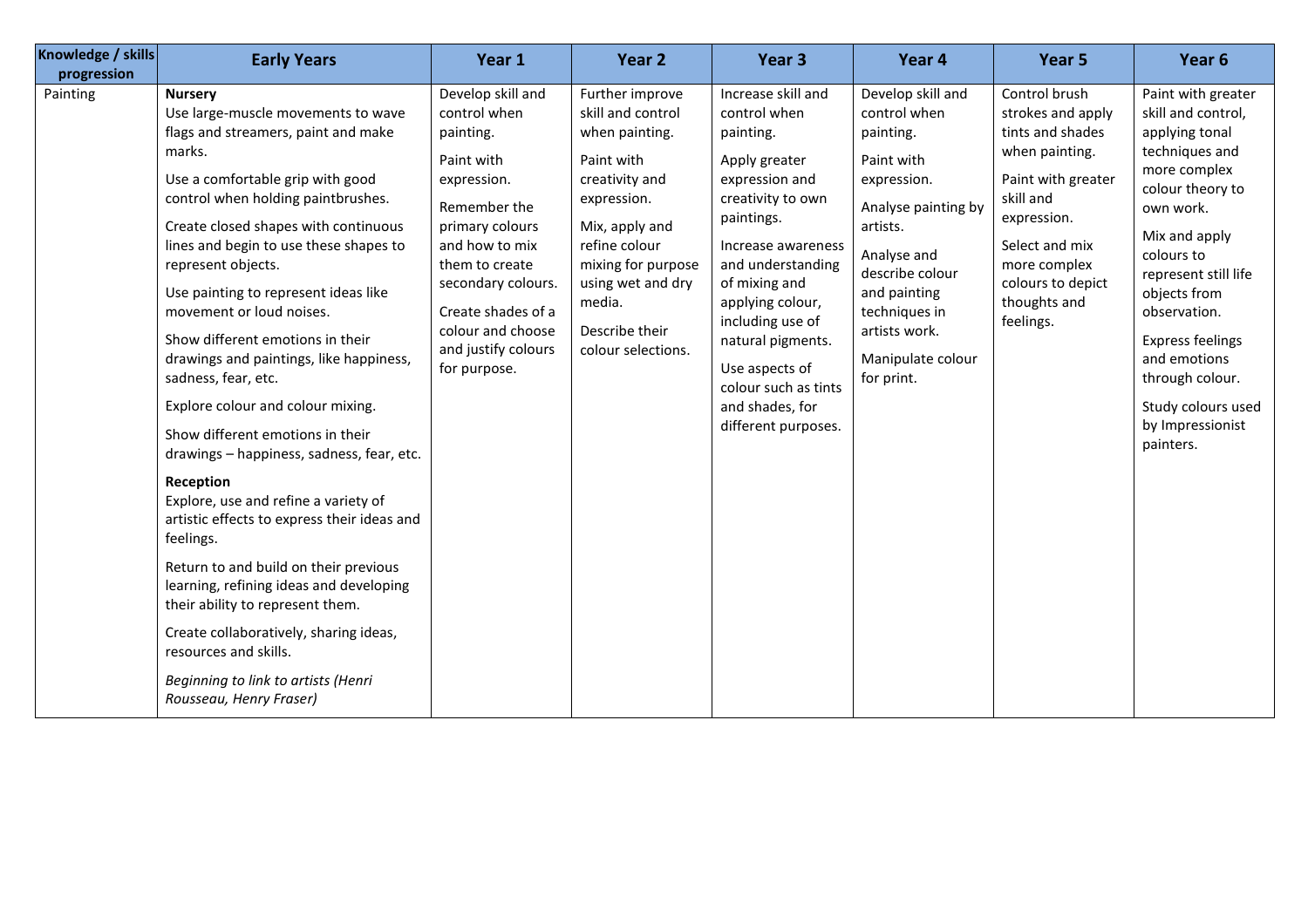| Knowledge / skills progression | Early Years | Year 1 | Year 2 | Year 3 | Year 4 | Year 5 | Year 6 |
| --- | --- | --- | --- | --- | --- | --- | --- |
| Painting | **Nursery**<br>Use large-muscle movements to wave flags and streamers, paint and make marks.<br><br>Use a comfortable grip with good control when holding paintbrushes.<br><br>Create closed shapes with continuous lines and begin to use these shapes to represent objects.<br><br>Use painting to represent ideas like movement or loud noises.<br><br>Show different emotions in their drawings and paintings, like happiness, sadness, fear, etc.<br><br>Explore colour and colour mixing.<br><br>Show different emotions in their drawings – happiness, sadness, fear, etc.<br><br>**Reception**<br>Explore, use and refine a variety of artistic effects to express their ideas and feelings.<br><br>Return to and build on their previous learning, refining ideas and developing their ability to represent them.<br><br>Create collaboratively, sharing ideas, resources and skills.<br><br>*Beginning to link to artists (Henri Rousseau, Henry Fraser)* | Develop skill and control when painting.<br><br>Paint with expression.<br><br>Remember the primary colours and how to mix them to create secondary colours.<br><br>Create shades of a colour and choose and justify colours for purpose. | Further improve skill and control when painting.<br><br>Paint with creativity and expression.<br><br>Mix, apply and refine colour mixing for purpose using wet and dry media.<br><br>Describe their colour selections. | Increase skill and control when painting.<br><br>Apply greater expression and creativity to own paintings.<br><br>Increase awareness and understanding of mixing and applying colour, including use of natural pigments.<br><br>Use aspects of colour such as tints and shades, for different purposes. | Develop skill and control when painting.<br><br>Paint with expression.<br><br>Analyse painting by artists.<br><br>Analyse and describe colour and painting techniques in artists work.<br><br>Manipulate colour for print. | Control brush strokes and apply tints and shades when painting.<br><br>Paint with greater skill and expression.<br><br>Select and mix more complex colours to depict thoughts and feelings. | Paint with greater skill and control, applying tonal techniques and more complex colour theory to own work.<br><br>Mix and apply colours to represent still life objects from observation.<br><br>Express feelings and emotions through colour.<br><br>Study colours used by Impressionist painters. |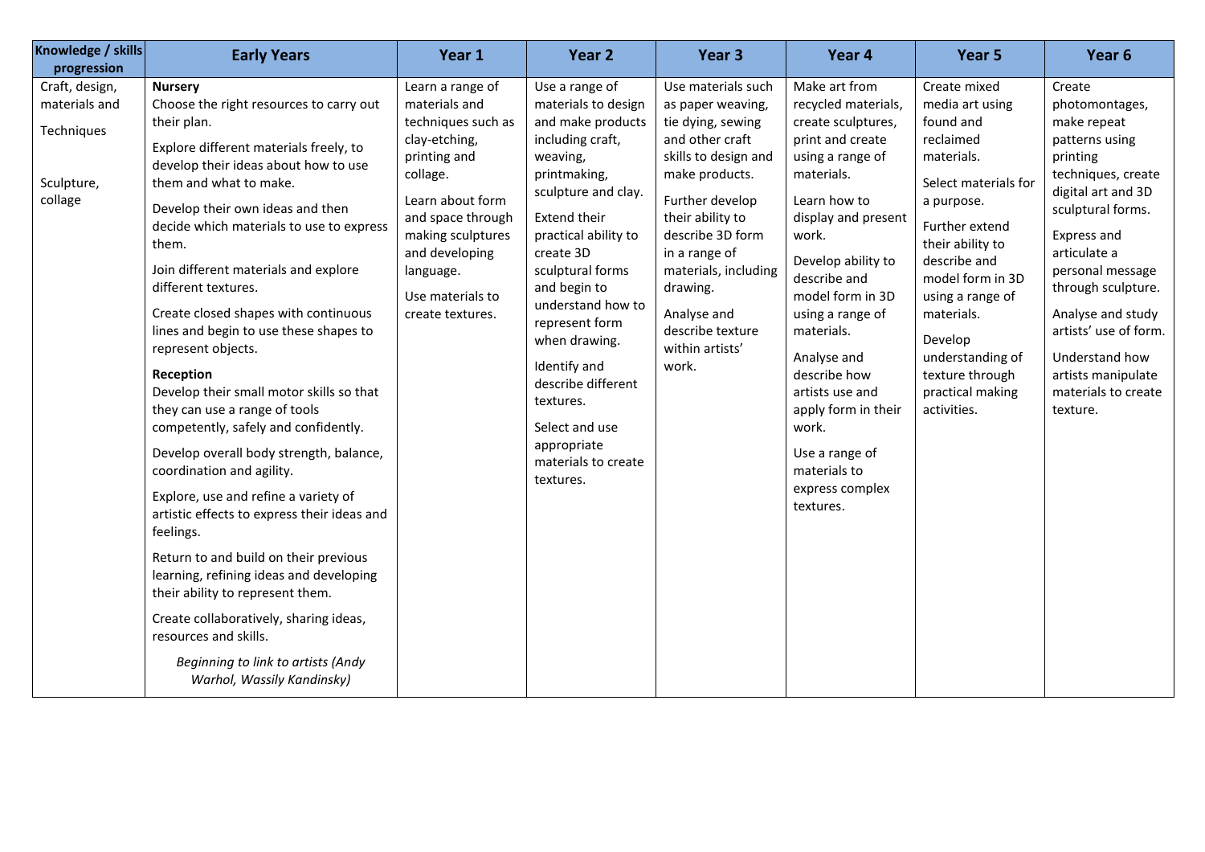| Knowledge / skills progression | Early Years | Year 1 | Year 2 | Year 3 | Year 4 | Year 5 | Year 6 |
|---|---|---|---|---|---|---|---|
| Craft, design, materials and Techniques<br><br>Sculpture, collage | **Nursery**<br>Choose the right resources to carry out their plan.<br><br>Explore different materials freely, to develop their ideas about how to use them and what to make.<br><br>Develop their own ideas and then decide which materials to use to express them.<br><br>Join different materials and explore different textures.<br><br>Create closed shapes with continuous lines and begin to use these shapes to represent objects.<br><br>**Reception**<br>Develop their small motor skills so that they can use a range of tools competently, safely and confidently.<br><br>Develop overall body strength, balance, coordination and agility.<br><br>Explore, use and refine a variety of artistic effects to express their ideas and feelings.<br><br>Return to and build on their previous learning, refining ideas and developing their ability to represent them.<br><br>Create collaboratively, sharing ideas, resources and skills.<br><br>*Beginning to link to artists (Andy Warhol, Wassily Kandinsky)* | Learn a range of materials and techniques such as clay-etching, printing and collage.<br><br>Learn about form and space through making sculptures and developing language.<br><br>Use materials to create textures. | Use a range of materials to design and make products including craft, weaving, printmaking, sculpture and clay.<br><br>Extend their practical ability to create 3D sculptural forms and begin to understand how to represent form when drawing.<br><br>Identify and describe different textures.<br><br>Select and use appropriate materials to create textures. | Use materials such as paper weaving, tie dying, sewing and other craft skills to design and make products.<br><br>Further develop their ability to describe 3D form in a range of materials, including drawing.<br><br>Analyse and describe texture within artists' work. | Make art from recycled materials, create sculptures, print and create using a range of materials.<br><br>Learn how to display and present work.<br><br>Develop ability to describe and model form in 3D using a range of materials.<br><br>Analyse and describe how artists use and apply form in their work.<br><br>Use a range of materials to express complex textures. | Create mixed media art using found and reclaimed materials.<br><br>Select materials for a purpose.<br><br>Further extend their ability to describe and model form in 3D using a range of materials.<br><br>Develop understanding of texture through practical making activities. | Create photomontages, make repeat patterns using printing techniques, create digital art and 3D sculptural forms.<br><br>Express and articulate a personal message through sculpture.<br><br>Analyse and study artists' use of form.<br><br>Understand how artists manipulate materials to create texture. |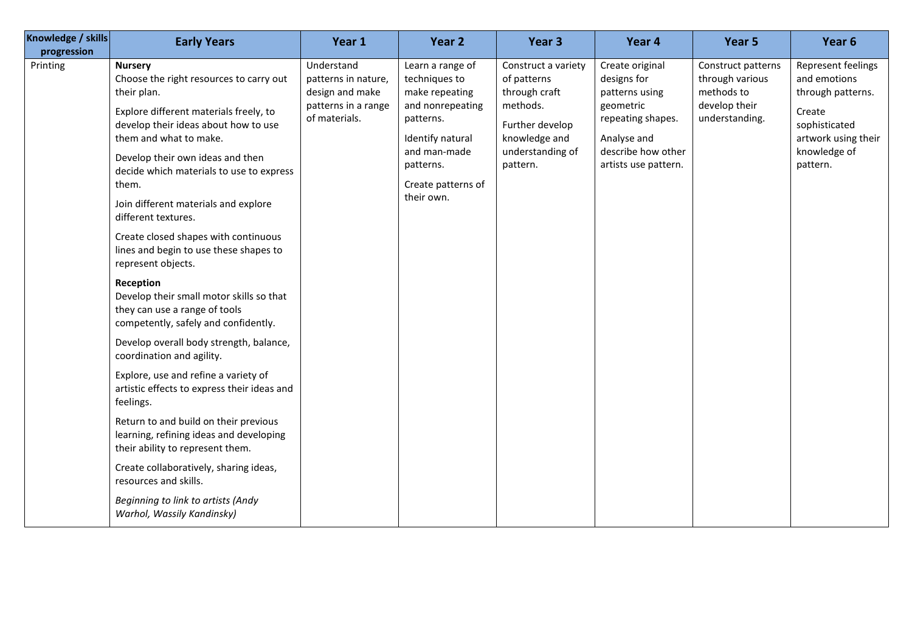| Knowledge / skills progression | Early Years | Year 1 | Year 2 | Year 3 | Year 4 | Year 5 | Year 6 |
|---|---|---|---|---|---|---|---|
| Printing | **Nursery**<br>Choose the right resources to carry out their plan.<br><br>Explore different materials freely, to develop their ideas about how to use them and what to make.<br><br>Develop their own ideas and then decide which materials to use to express them.<br><br>Join different materials and explore different textures.<br><br>Create closed shapes with continuous lines and begin to use these shapes to represent objects.<br><br>**Reception**<br>Develop their small motor skills so that they can use a range of tools competently, safely and confidently.<br><br>Develop overall body strength, balance, coordination and agility.<br><br>Explore, use and refine a variety of artistic effects to express their ideas and feelings.<br><br>Return to and build on their previous learning, refining ideas and developing their ability to represent them.<br><br>Create collaboratively, sharing ideas, resources and skills.<br><br>*Beginning to link to artists (Andy Warhol, Wassily Kandinsky)* | Understand patterns in nature, design and make patterns in a range of materials. | Learn a range of techniques to make repeating and nonrepeating patterns.<br><br>Identify natural and man-made patterns.<br><br>Create patterns of their own. | Construct a variety of patterns through craft methods.<br><br>Further develop knowledge and understanding of pattern. | Create original designs for patterns using geometric repeating shapes.<br><br>Analyse and describe how other artists use pattern. | Construct patterns through various methods to develop their understanding. | Represent feelings and emotions through patterns.<br><br>Create sophisticated artwork using their knowledge of pattern. |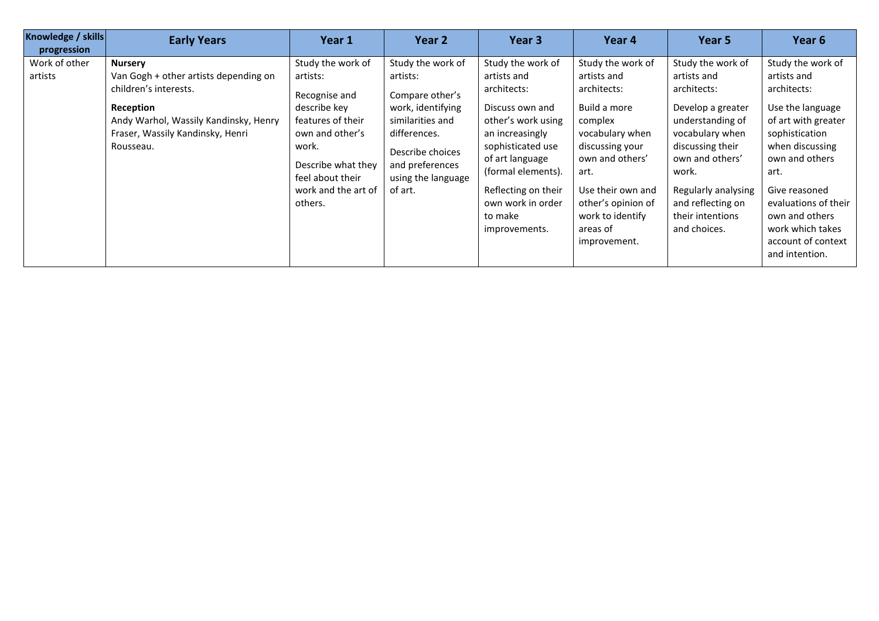| Knowledge / skills progression | Early Years | Year 1 | Year 2 | Year 3 | Year 4 | Year 5 | Year 6 |
|---|---|---|---|---|---|---|---|
| Work of other artists | **Nursery**<br>Van Gogh + other artists depending on children's interests.<br><br>**Reception**<br>Andy Warhol, Wassily Kandinsky, Henry Fraser, Wassily Kandinsky, Henri Rousseau. | Study the work of artists:<br><br>Recognise and describe key features of their own and other's work.<br><br>Describe what they feel about their work and the art of others. | Study the work of artists:<br><br>Compare other's work, identifying similarities and differences.<br><br>Describe choices and preferences using the language of art. | Study the work of artists and architects:<br><br>Discuss own and other's work using an increasingly sophisticated use of art language (formal elements).<br><br>Reflecting on their own work in order to make improvements. | Study the work of artists and architects:<br><br>Build a more complex vocabulary when discussing your own and others' art.<br><br>Use their own and other's opinion of work to identify areas of improvement. | Study the work of artists and architects:<br><br>Develop a greater understanding of vocabulary when discussing their own and others' work.<br><br>Regularly analysing and reflecting on their intentions and choices. | Study the work of artists and architects:<br><br>Use the language of art with greater sophistication when discussing own and others art.<br><br>Give reasoned evaluations of their own and others work which takes account of context and intention. |